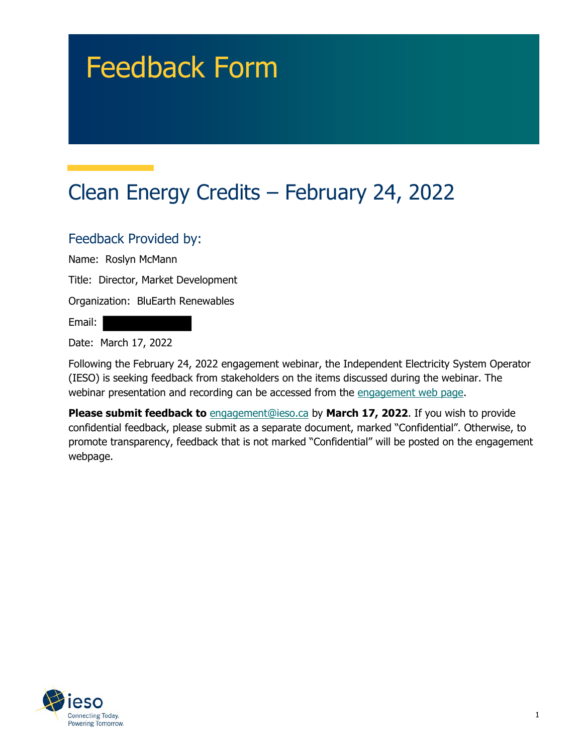# Feedback Form

## Clean Energy Credits – February 24, 2022

### Feedback Provided by:

Name: Roslyn McMann

Title: Director, Market Development

Organization: BluEarth Renewables

Email:

Date: March 17, 2022

Following the February 24, 2022 engagement webinar, the Independent Electricity System Operator (IESO) is seeking feedback from stakeholders on the items discussed during the webinar. The webinar presentation and recording can be accessed from the engagement web page.

**Please submit feedback to** engagement@ieso.ca by **March 17, 2022**. If you wish to provide confidential feedback, please submit as a separate document, marked "Confidential". Otherwise, to promote transparency, feedback that is not marked "Confidential" will be posted on the engagement webpage.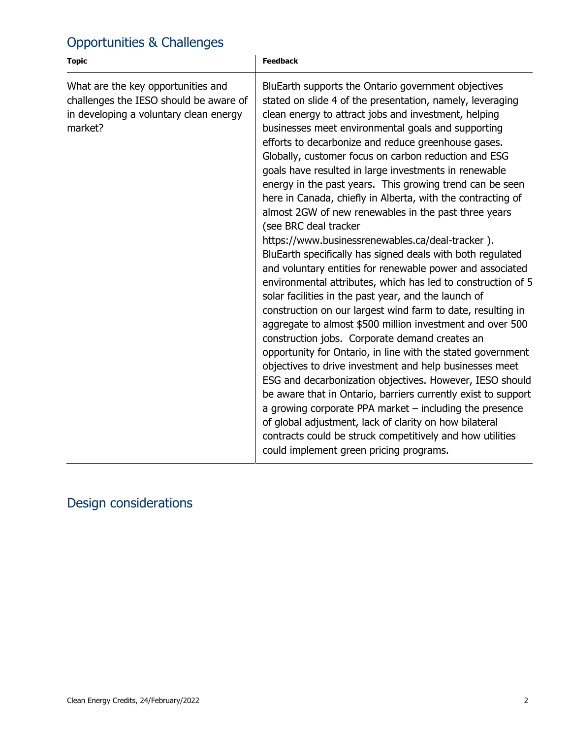## Opportunities & Challenges

| Topic | Feedback |
|---|---|
| What are the key opportunities and challenges the IESO should be aware of in developing a voluntary clean energy market? | BluEarth supports the Ontario government objectives stated on slide 4 of the presentation, namely, leveraging clean energy to attract jobs and investment, helping businesses meet environmental goals and supporting efforts to decarbonize and reduce greenhouse gases. Globally, customer focus on carbon reduction and ESG goals have resulted in large investments in renewable energy in the past years. This growing trend can be seen here in Canada, chiefly in Alberta, with the contracting of almost 2GW of new renewables in the past three years (see BRC deal tracker https://www.businessrenewables.ca/deal-tracker ). BluEarth specifically has signed deals with both regulated and voluntary entities for renewable power and associated environmental attributes, which has led to construction of 5 solar facilities in the past year, and the launch of construction on our largest wind farm to date, resulting in aggregate to almost $500 million investment and over 500 construction jobs. Corporate demand creates an opportunity for Ontario, in line with the stated government objectives to drive investment and help businesses meet ESG and decarbonization objectives. However, IESO should be aware that in Ontario, barriers currently exist to support a growing corporate PPA market – including the presence of global adjustment, lack of clarity on how bilateral contracts could be struck competitively and how utilities could implement green pricing programs. |

## Design considerations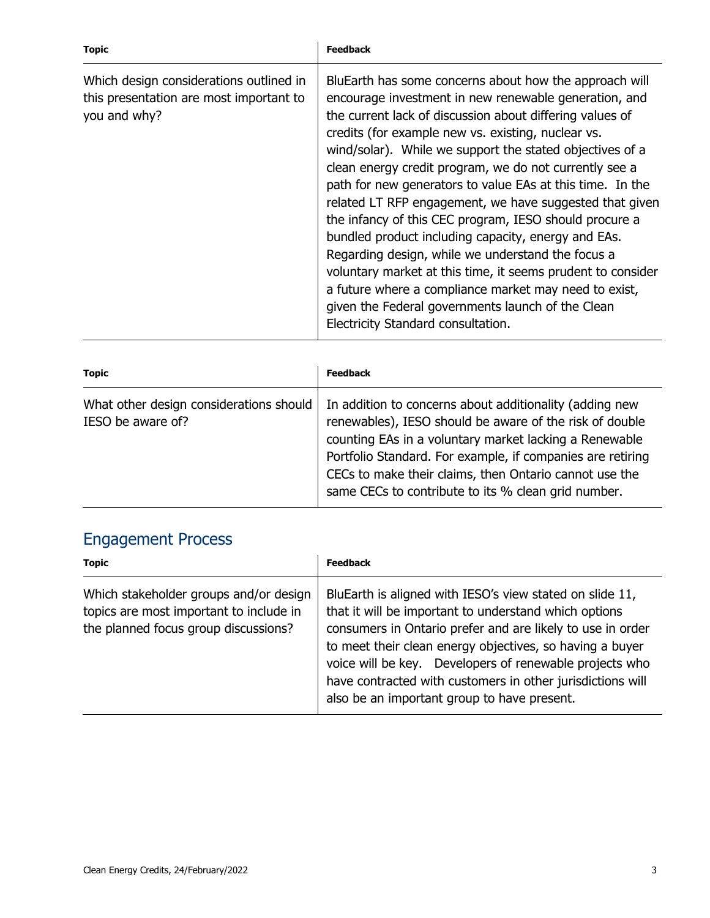| Topic | Feedback |
| --- | --- |
| Which design considerations outlined in this presentation are most important to you and why? | BluEarth has some concerns about how the approach will encourage investment in new renewable generation, and the current lack of discussion about differing values of credits (for example new vs. existing, nuclear vs. wind/solar). While we support the stated objectives of a clean energy credit program, we do not currently see a path for new generators to value EAs at this time. In the related LT RFP engagement, we have suggested that given the infancy of this CEC program, IESO should procure a bundled product including capacity, energy and EAs. Regarding design, while we understand the focus a voluntary market at this time, it seems prudent to consider a future where a compliance market may need to exist, given the Federal governments launch of the Clean Electricity Standard consultation. |

| Topic | Feedback |
| --- | --- |
| What other design considerations should IESO be aware of? | In addition to concerns about additionality (adding new renewables), IESO should be aware of the risk of double counting EAs in a voluntary market lacking a Renewable Portfolio Standard. For example, if companies are retiring CECs to make their claims, then Ontario cannot use the same CECs to contribute to its % clean grid number. |

## Engagement Process

| Topic | Feedback |
| --- | --- |
| Which stakeholder groups and/or design topics are most important to include in the planned focus group discussions? | BluEarth is aligned with IESO's view stated on slide 11, that it will be important to understand which options consumers in Ontario prefer and are likely to use in order to meet their clean energy objectives, so having a buyer voice will be key. Developers of renewable projects who have contracted with customers in other jurisdictions will also be an important group to have present. |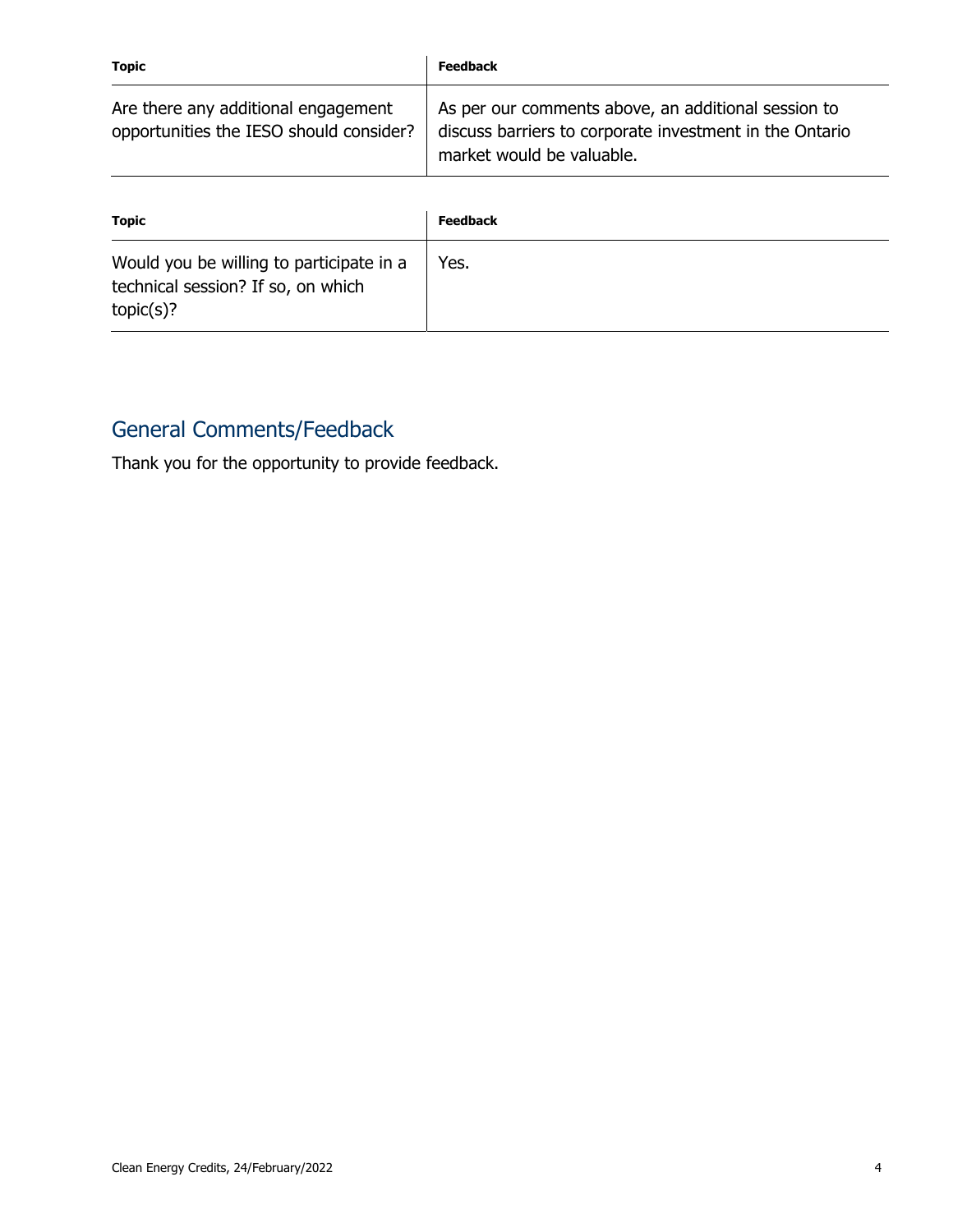| Topic | Feedback |
| --- | --- |
| Are there any additional engagement opportunities the IESO should consider? | As per our comments above, an additional session to discuss barriers to corporate investment in the Ontario market would be valuable. |

| Topic | Feedback |
| --- | --- |
| Would you be willing to participate in a technical session? If so, on which topic(s)? | Yes. |

## General Comments/Feedback

Thank you for the opportunity to provide feedback.